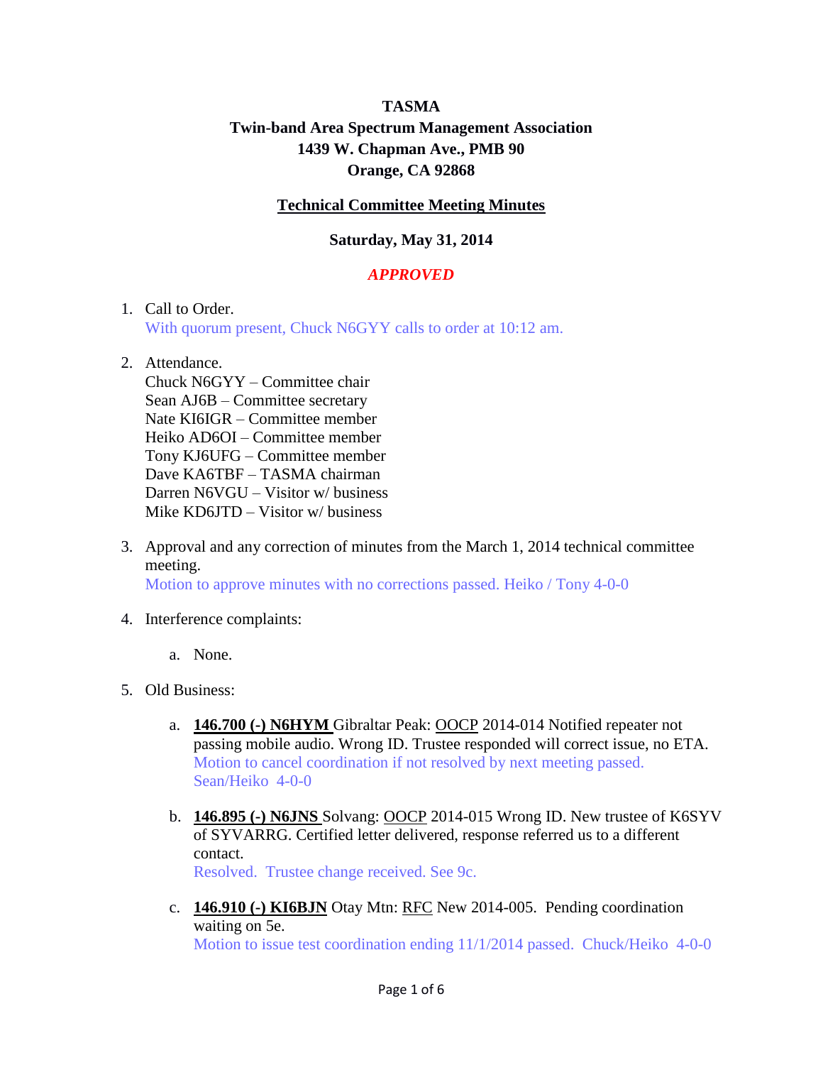**TASMA**

**Twin-band Area Spectrum Management Association**

**1439 W. Chapman Ave., PMB 90**

**Orange, CA 92868**

**Technical Committee Meeting Minutes**

**Saturday, May 31, 2014**

***APPROVED***

1. Call to Order.
   With quorum present, Chuck N6GYY calls to order at 10:12 am.

2. Attendance.
   Chuck N6GYY – Committee chair
   Sean AJ6B – Committee secretary
   Nate KI6IGR – Committee member
   Heiko AD6OI – Committee member
   Tony KJ6UFG – Committee member
   Dave KA6TBF – TASMA chairman
   Darren N6VGU – Visitor w/ business
   Mike KD6JTD – Visitor w/ business

3. Approval and any correction of minutes from the March 1, 2014 technical committee meeting.
   Motion to approve minutes with no corrections passed. Heiko / Tony 4-0-0

4. Interference complaints:

   a. None.

5. Old Business:

   a. **146.700 (-) N6HYM** Gibraltar Peak: OOCP 2014-014 Notified repeater not passing mobile audio. Wrong ID. Trustee responded will correct issue, no ETA.
      Motion to cancel coordination if not resolved by next meeting passed. Sean/Heiko 4-0-0

   b. **146.895 (-) N6JNS** Solvang: OOCP 2014-015 Wrong ID. New trustee of K6SYV of SYVARRG. Certified letter delivered, response referred us to a different contact.
      Resolved. Trustee change received. See 9c.

   c. **146.910 (-) KI6BJN** Otay Mtn: RFC New 2014-005. Pending coordination waiting on 5e.
      Motion to issue test coordination ending 11/1/2014 passed. Chuck/Heiko 4-0-0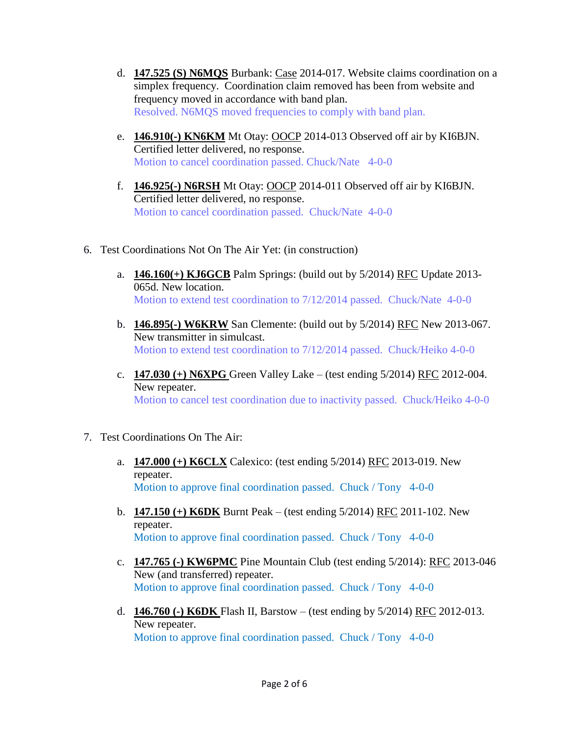d. **<u>147.525 (S) N6MQS</u>** Burbank: <u>Case</u> 2014-017. Website claims coordination on a simplex frequency. Coordination claim removed has been from website and frequency moved in accordance with band plan.
   Resolved. N6MQS moved frequencies to comply with band plan.

e. **<u>146.910(-) KN6KM</u>** Mt Otay: <u>OOCP</u> 2014-013 Observed off air by KI6BJN. Certified letter delivered, no response.
   Motion to cancel coordination passed. Chuck/Nate 4-0-0

f. **<u>146.925(-) N6RSH</u>** Mt Otay: <u>OOCP</u> 2014-011 Observed off air by KI6BJN. Certified letter delivered, no response.
   Motion to cancel coordination passed. Chuck/Nate 4-0-0

6. Test Coordinations Not On The Air Yet: (in construction)

   a. **<u>146.160(+) KJ6GCB</u>** Palm Springs: (build out by 5/2014) <u>RFC</u> Update 2013-065d. New location.
      Motion to extend test coordination to 7/12/2014 passed. Chuck/Nate 4-0-0

   b. **<u>146.895(-) W6KRW</u>** San Clemente: (build out by 5/2014) <u>RFC</u> New 2013-067. New transmitter in simulcast.
      Motion to extend test coordination to 7/12/2014 passed. Chuck/Heiko 4-0-0

   c. **<u>147.030 (+) N6XPG</u>** Green Valley Lake – (test ending 5/2014) <u>RFC</u> 2012-004. New repeater.
      Motion to cancel test coordination due to inactivity passed. Chuck/Heiko 4-0-0

7. Test Coordinations On The Air:

   a. **<u>147.000 (+) K6CLX</u>** Calexico: (test ending 5/2014) <u>RFC</u> 2013-019. New repeater.
      Motion to approve final coordination passed. Chuck / Tony 4-0-0

   b. **<u>147.150 (+) K6DK</u>** Burnt Peak – (test ending 5/2014) <u>RFC</u> 2011-102. New repeater.
      Motion to approve final coordination passed. Chuck / Tony 4-0-0

   c. **<u>147.765 (-) KW6PMC</u>** Pine Mountain Club (test ending 5/2014): <u>RFC</u> 2013-046 New (and transferred) repeater.
      Motion to approve final coordination passed. Chuck / Tony 4-0-0

   d. **<u>146.760 (-) K6DK</u>** Flash II, Barstow – (test ending by 5/2014) <u>RFC</u> 2012-013. New repeater.
      Motion to approve final coordination passed. Chuck / Tony 4-0-0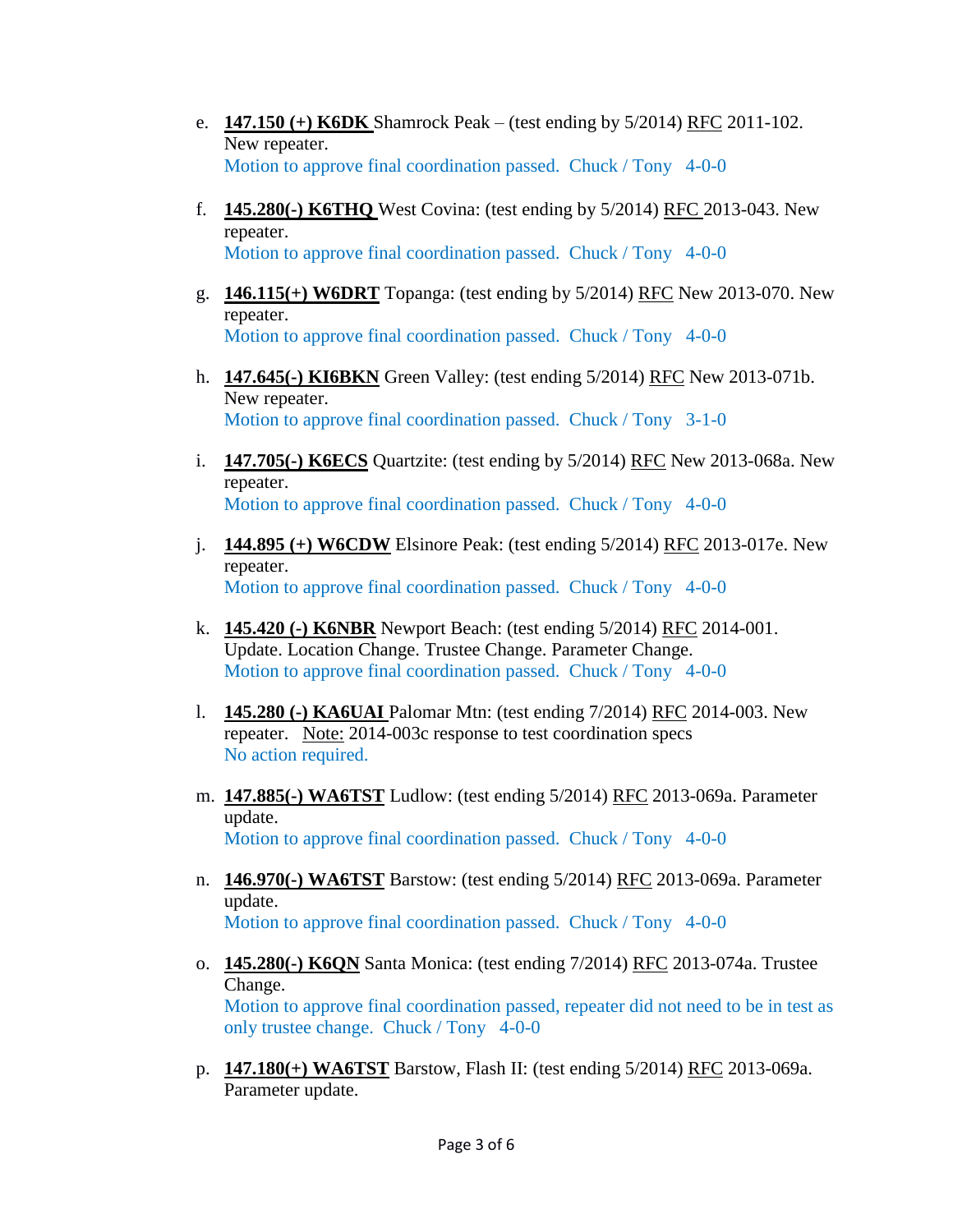e. **147.150 (+) K6DK** Shamrock Peak – (test ending by 5/2014) RFC 2011-102. New repeater.
   Motion to approve final coordination passed. Chuck / Tony 4-0-0

f. **145.280(-) K6THQ** West Covina: (test ending by 5/2014) RFC 2013-043. New repeater.
   Motion to approve final coordination passed. Chuck / Tony 4-0-0

g. **146.115(+) W6DRT** Topanga: (test ending by 5/2014) RFC New 2013-070. New repeater.
   Motion to approve final coordination passed. Chuck / Tony 4-0-0

h. **147.645(-) KI6BKN** Green Valley: (test ending 5/2014) RFC New 2013-071b. New repeater.
   Motion to approve final coordination passed. Chuck / Tony 3-1-0

i. **147.705(-) K6ECS** Quartzite: (test ending by 5/2014) RFC New 2013-068a. New repeater.
   Motion to approve final coordination passed. Chuck / Tony 4-0-0

j. **144.895 (+) W6CDW** Elsinore Peak: (test ending 5/2014) RFC 2013-017e. New repeater.
   Motion to approve final coordination passed. Chuck / Tony 4-0-0

k. **145.420 (-) K6NBR** Newport Beach: (test ending 5/2014) RFC 2014-001. Update. Location Change. Trustee Change. Parameter Change.
   Motion to approve final coordination passed. Chuck / Tony 4-0-0

l. **145.280 (-) KA6UAI** Palomar Mtn: (test ending 7/2014) RFC 2014-003. New repeater. Note: 2014-003c response to test coordination specs
   No action required.

m. **147.885(-) WA6TST** Ludlow: (test ending 5/2014) RFC 2013-069a. Parameter update.
   Motion to approve final coordination passed. Chuck / Tony 4-0-0

n. **146.970(-) WA6TST** Barstow: (test ending 5/2014) RFC 2013-069a. Parameter update.
   Motion to approve final coordination passed. Chuck / Tony 4-0-0

o. **145.280(-) K6QN** Santa Monica: (test ending 7/2014) RFC 2013-074a. Trustee Change.
   Motion to approve final coordination passed, repeater did not need to be in test as only trustee change. Chuck / Tony 4-0-0

p. **147.180(+) WA6TST** Barstow, Flash II: (test ending 5/2014) RFC 2013-069a. Parameter update.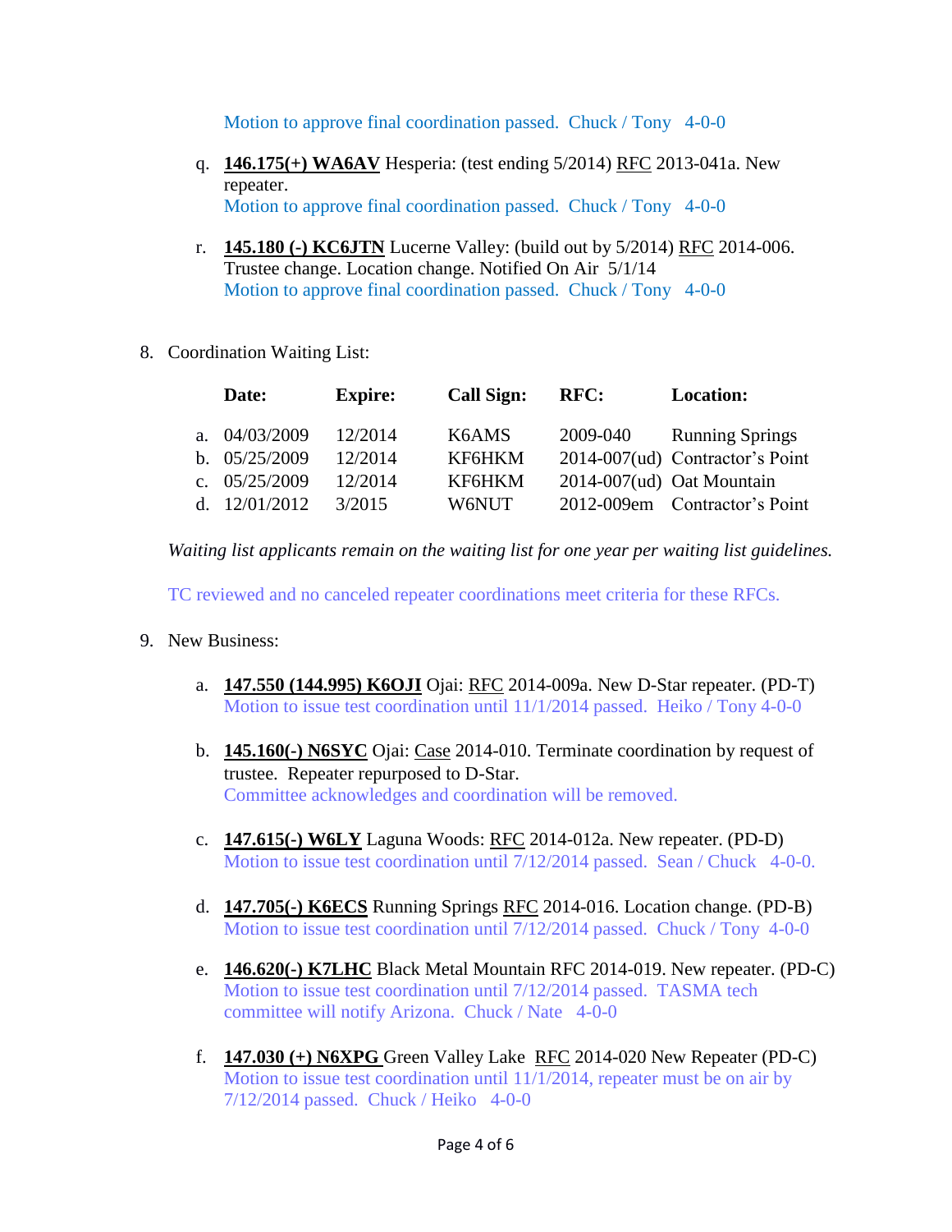Motion to approve final coordination passed. Chuck / Tony 4-0-0

q. **146.175(+) WA6AV** Hesperia: (test ending 5/2014) RFC 2013-041a. New repeater.
   Motion to approve final coordination passed. Chuck / Tony 4-0-0

r. **145.180 (-) KC6JTN** Lucerne Valley: (build out by 5/2014) RFC 2014-006. Trustee change. Location change. Notified On Air 5/1/14
   Motion to approve final coordination passed. Chuck / Tony 4-0-0

8. Coordination Waiting List:

| | Date: | Expire: | Call Sign: | RFC: | Location: |
|---|---|---|---|---|---|
| a. | 04/03/2009 | 12/2014 | K6AMS | 2009-040 | Running Springs |
| b. | 05/25/2009 | 12/2014 | KF6HKM | 2014-007(ud) | Contractor's Point |
| c. | 05/25/2009 | 12/2014 | KF6HKM | 2014-007(ud) | Oat Mountain |
| d. | 12/01/2012 | 3/2015 | W6NUT | 2012-009em | Contractor's Point |

*Waiting list applicants remain on the waiting list for one year per waiting list guidelines.*

TC reviewed and no canceled repeater coordinations meet criteria for these RFCs.

9. New Business:

a. **147.550 (144.995) K6OJI** Ojai: RFC 2014-009a. New D-Star repeater. (PD-T)
   Motion to issue test coordination until 11/1/2014 passed. Heiko / Tony 4-0-0

b. **145.160(-) N6SYC** Ojai: Case 2014-010. Terminate coordination by request of trustee. Repeater repurposed to D-Star.
   Committee acknowledges and coordination will be removed.

c. **147.615(-) W6LY** Laguna Woods: RFC 2014-012a. New repeater. (PD-D)
   Motion to issue test coordination until 7/12/2014 passed. Sean / Chuck 4-0-0.

d. **147.705(-) K6ECS** Running Springs RFC 2014-016. Location change. (PD-B)
   Motion to issue test coordination until 7/12/2014 passed. Chuck / Tony 4-0-0

e. **146.620(-) K7LHC** Black Metal Mountain RFC 2014-019. New repeater. (PD-C)
   Motion to issue test coordination until 7/12/2014 passed. TASMA tech committee will notify Arizona. Chuck / Nate 4-0-0

f. **147.030 (+) N6XPG** Green Valley Lake RFC 2014-020 New Repeater (PD-C)
   Motion to issue test coordination until 11/1/2014, repeater must be on air by 7/12/2014 passed. Chuck / Heiko 4-0-0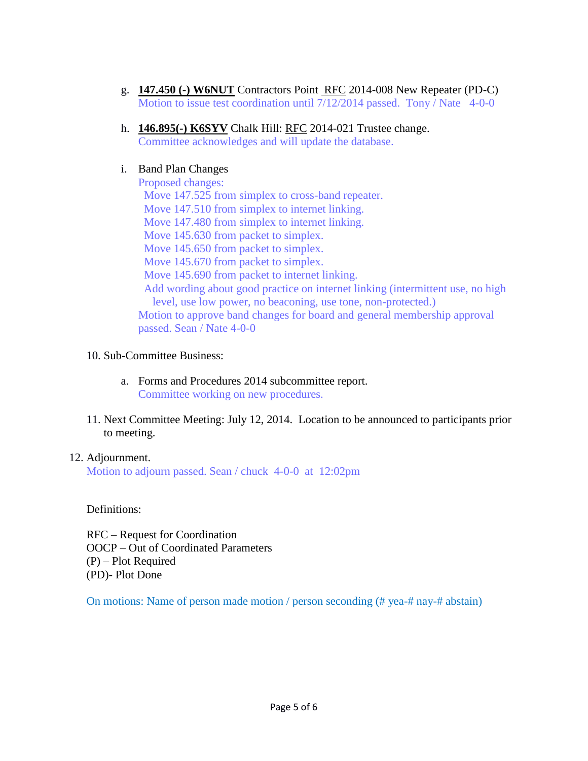g. **147.450 (-) W6NUT** Contractors Point RFC 2014-008 New Repeater (PD-C)
   Motion to issue test coordination until 7/12/2014 passed. Tony / Nate 4-0-0

h. **146.895(-) K6SYV** Chalk Hill: RFC 2014-021 Trustee change.
   Committee acknowledges and will update the database.

i. Band Plan Changes
   Proposed changes:
   Move 147.525 from simplex to cross-band repeater.
   Move 147.510 from simplex to internet linking.
   Move 147.480 from simplex to internet linking.
   Move 145.630 from packet to simplex.
   Move 145.650 from packet to simplex.
   Move 145.670 from packet to simplex.
   Move 145.690 from packet to internet linking.
   Add wording about good practice on internet linking (intermittent use, no high level, use low power, no beaconing, use tone, non-protected.)
   Motion to approve band changes for board and general membership approval passed. Sean / Nate 4-0-0

10. Sub-Committee Business:

    a. Forms and Procedures 2014 subcommittee report.
       Committee working on new procedures.

11. Next Committee Meeting: July 12, 2014. Location to be announced to participants prior to meeting.

12. Adjournment.
    Motion to adjourn passed. Sean / chuck 4-0-0 at 12:02pm

Definitions:

RFC – Request for Coordination
OOCP – Out of Coordinated Parameters
(P) – Plot Required
(PD)- Plot Done

On motions: Name of person made motion / person seconding (# yea-# nay-# abstain)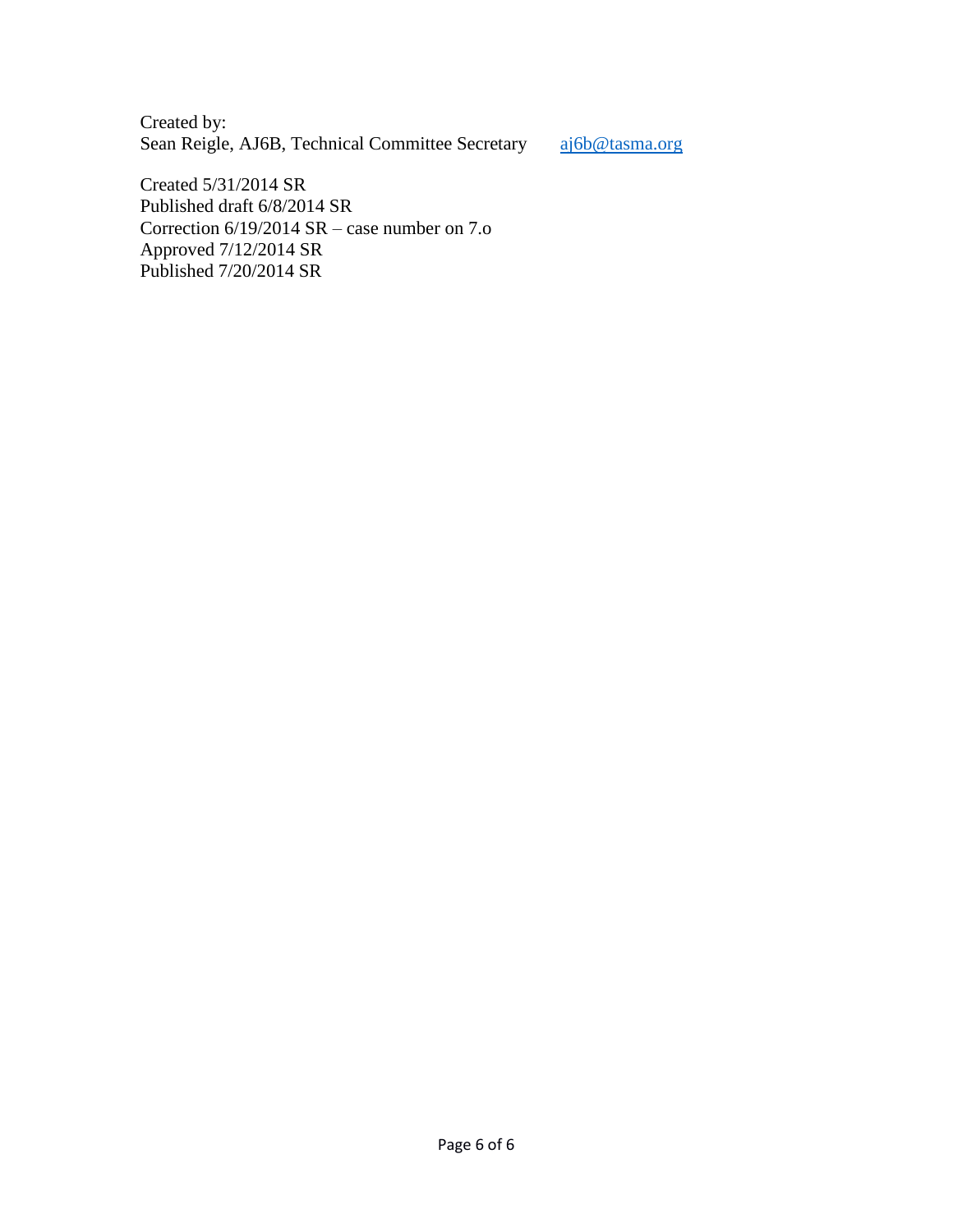Created by:
Sean Reigle, AJ6B, Technical Committee Secretary [aj6b@tasma.org](mailto:aj6b@tasma.org)

Created 5/31/2014 SR
Published draft 6/8/2014 SR
Correction 6/19/2014 SR – case number on 7.o
Approved 7/12/2014 SR
Published 7/20/2014 SR